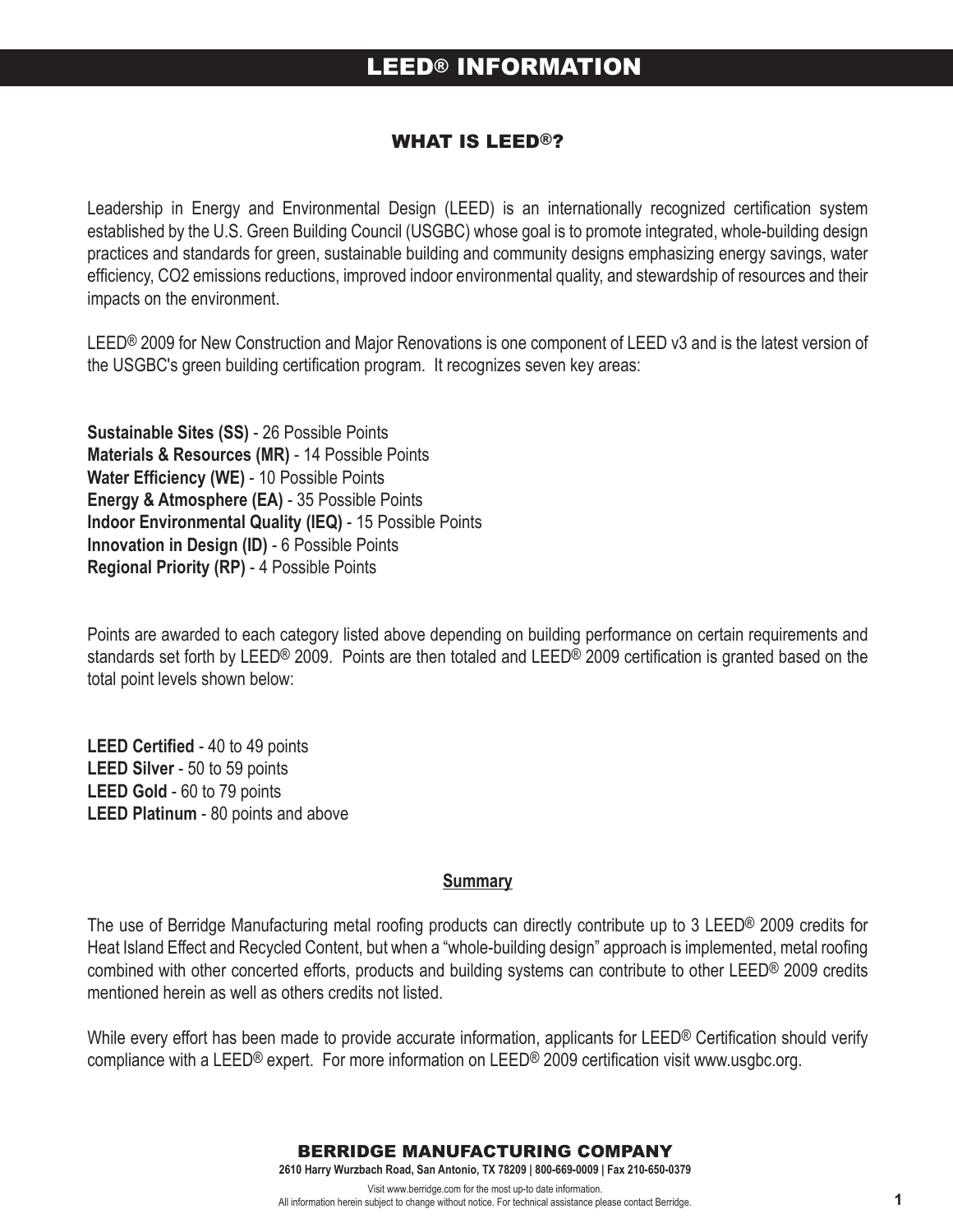# LEED® INFORMATION

## WHAT IS LEED®?

Leadership in Energy and Environmental Design (LEED) is an internationally recognized certification system established by the U.S. Green Building Council (USGBC) whose goal is to promote integrated, whole-building design practices and standards for green, sustainable building and community designs emphasizing energy savings, water efficiency, $CO_2$ emissions reductions, improved indoor environmental quality, and stewardship of resources and their impacts on the environment.

LEED® 2009 for New Construction and Major Renovations is one component of LEED v3 and is the latest version of the USGBC's green building certification program. It recognizes seven key areas:

**Sustainable Sites (SS)** - 26 Possible Points
**Materials & Resources (MR)** - 14 Possible Points
**Water Efficiency (WE)** - 10 Possible Points
**Energy & Atmosphere (EA)** - 35 Possible Points
**Indoor Environmental Quality (IEQ)** - 15 Possible Points
**Innovation in Design (ID)** - 6 Possible Points
**Regional Priority (RP)** - 4 Possible Points

Points are awarded to each category listed above depending on building performance on certain requirements and standards set forth by LEED® 2009. Points are then totaled and LEED® 2009 certification is granted based on the total point levels shown below:

**LEED Certified** - 40 to 49 points
**LEED Silver** - 50 to 59 points
**LEED Gold** - 60 to 79 points
**LEED Platinum** - 80 points and above

### Summary

The use of Berridge Manufacturing metal roofing products can directly contribute up to 3 LEED® 2009 credits for Heat Island Effect and Recycled Content, but when a "whole-building design" approach is implemented, metal roofing combined with other concerted efforts, products and building systems can contribute to other LEED® 2009 credits mentioned herein as well as others credits not listed.

While every effort has been made to provide accurate information, applicants for LEED® Certification should verify compliance with a LEED® expert. For more information on LEED® 2009 certification visit www.usgbc.org.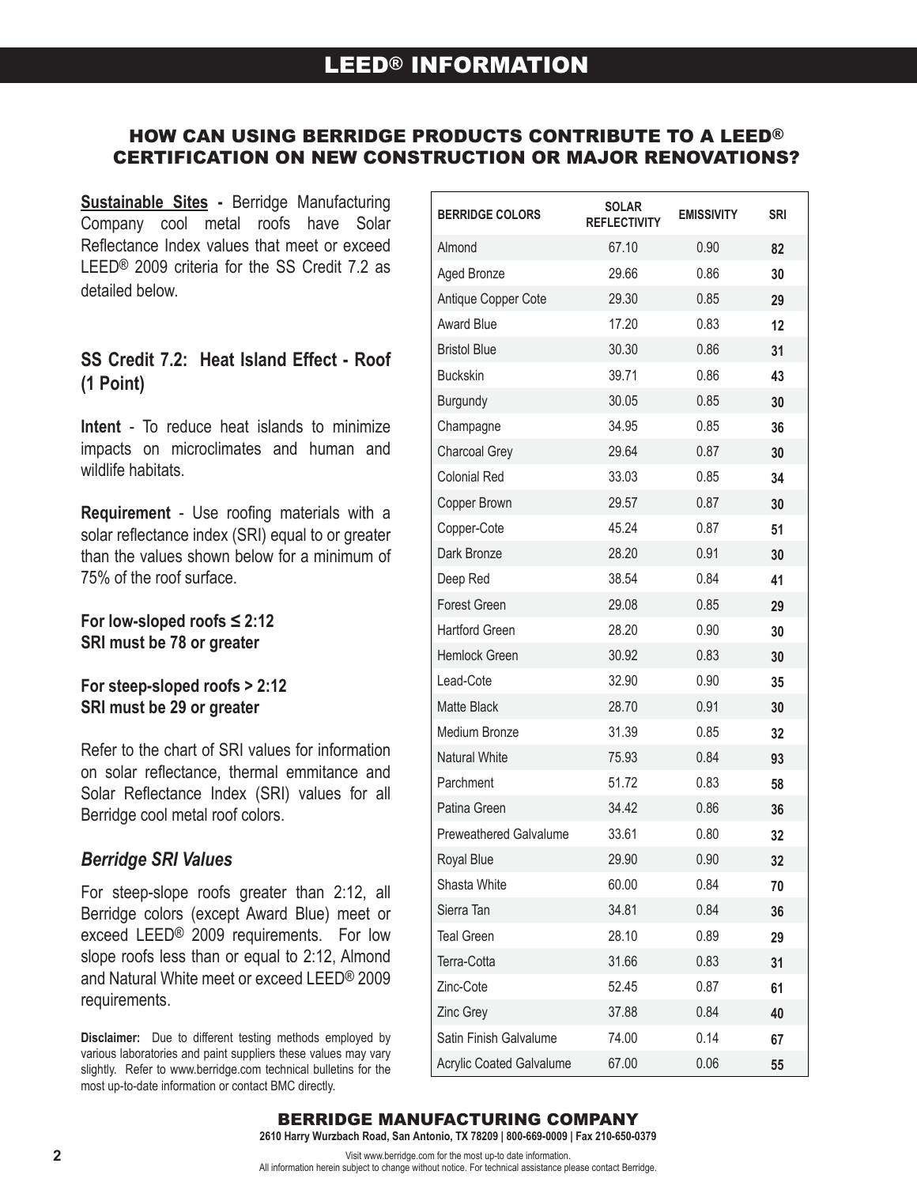# LEED® INFORMATION

## HOW CAN USING BERRIDGE PRODUCTS CONTRIBUTE TO A LEED® CERTIFICATION ON NEW CONSTRUCTION OR MAJOR RENOVATIONS?

**Sustainable Sites -** Berridge Manufacturing Company cool metal roofs have Solar Reflectance Index values that meet or exceed LEED® 2009 criteria for the SS Credit 7.2 as detailed below.

### SS Credit 7.2: Heat Island Effect - Roof (1 Point)

**Intent** - To reduce heat islands to minimize impacts on microclimates and human and wildlife habitats.

**Requirement** - Use roofing materials with a solar reflectance index (SRI) equal to or greater than the values shown below for a minimum of 75% of the roof surface.

**For low-sloped roofs ≤ 2:12**
**SRI must be 78 or greater**

**For steep-sloped roofs > 2:12**
**SRI must be 29 or greater**

Refer to the chart of SRI values for information on solar reflectance, thermal emmitance and Solar Reflectance Index (SRI) values for all Berridge cool metal roof colors.

### *Berridge SRI Values*

For steep-slope roofs greater than 2:12, all Berridge colors (except Award Blue) meet or exceed LEED® 2009 requirements. For low slope roofs less than or equal to 2:12, Almond and Natural White meet or exceed LEED® 2009 requirements.

**Disclaimer:** Due to different testing methods employed by various laboratories and paint suppliers these values may vary slightly. Refer to www.berridge.com technical bulletins for the most up-to-date information or contact BMC directly.

| BERRIDGE COLORS | SOLAR REFLECTIVITY | EMISSIVITY | SRI |
|---|---|---|---|
| Almond | 67.10 | 0.90 | **82** |
| Aged Bronze | 29.66 | 0.86 | **30** |
| Antique Copper Cote | 29.30 | 0.85 | **29** |
| Award Blue | 17.20 | 0.83 | **12** |
| Bristol Blue | 30.30 | 0.86 | **31** |
| Buckskin | 39.71 | 0.86 | **43** |
| Burgundy | 30.05 | 0.85 | **30** |
| Champagne | 34.95 | 0.85 | **36** |
| Charcoal Grey | 29.64 | 0.87 | **30** |
| Colonial Red | 33.03 | 0.85 | **34** |
| Copper Brown | 29.57 | 0.87 | **30** |
| Copper-Cote | 45.24 | 0.87 | **51** |
| Dark Bronze | 28.20 | 0.91 | **30** |
| Deep Red | 38.54 | 0.84 | **41** |
| Forest Green | 29.08 | 0.85 | **29** |
| Hartford Green | 28.20 | 0.90 | **30** |
| Hemlock Green | 30.92 | 0.83 | **30** |
| Lead-Cote | 32.90 | 0.90 | **35** |
| Matte Black | 28.70 | 0.91 | **30** |
| Medium Bronze | 31.39 | 0.85 | **32** |
| Natural White | 75.93 | 0.84 | **93** |
| Parchment | 51.72 | 0.83 | **58** |
| Patina Green | 34.42 | 0.86 | **36** |
| Preweathered Galvalume | 33.61 | 0.80 | **32** |
| Royal Blue | 29.90 | 0.90 | **32** |
| Shasta White | 60.00 | 0.84 | **70** |
| Sierra Tan | 34.81 | 0.84 | **36** |
| Teal Green | 28.10 | 0.89 | **29** |
| Terra-Cotta | 31.66 | 0.83 | **31** |
| Zinc-Cote | 52.45 | 0.87 | **61** |
| Zinc Grey | 37.88 | 0.84 | **40** |
| Satin Finish Galvalume | 74.00 | 0.14 | **67** |
| Acrylic Coated Galvalume | 67.00 | 0.06 | **55** |

**BERRIDGE MANUFACTURING COMPANY**
**2610 Harry Wurzbach Road, San Antonio, TX 78209 | 800-669-0009 | Fax 210-650-0379**

Visit www.berridge.com for the most up-to date information.
All information herein subject to change without notice. For technical assistance please contact Berridge.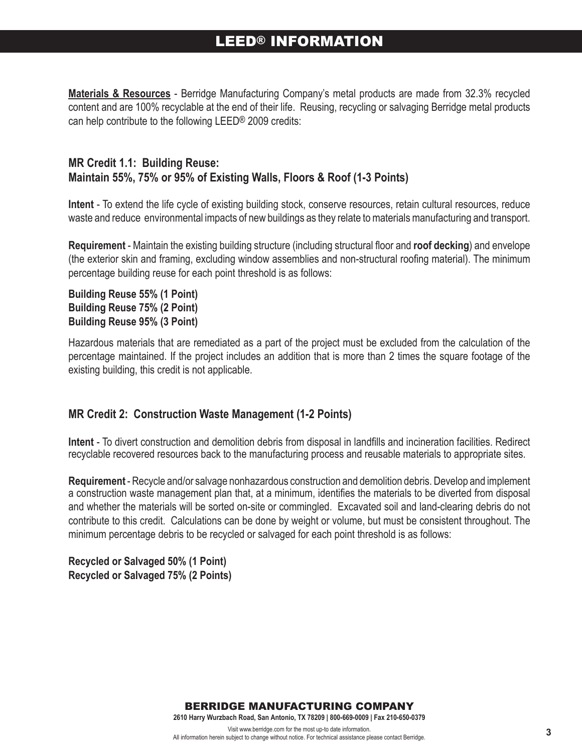# LEED® INFORMATION

**Materials & Resources** - Berridge Manufacturing Company's metal products are made from 32.3% recycled content and are 100% recyclable at the end of their life. Reusing, recycling or salvaging Berridge metal products can help contribute to the following LEED® 2009 credits:

### MR Credit 1.1: Building Reuse: Maintain 55%, 75% or 95% of Existing Walls, Floors & Roof (1-3 Points)

**Intent** - To extend the life cycle of existing building stock, conserve resources, retain cultural resources, reduce waste and reduce environmental impacts of new buildings as they relate to materials manufacturing and transport.

**Requirement** - Maintain the existing building structure (including structural floor and **roof decking**) and envelope (the exterior skin and framing, excluding window assemblies and non-structural roofing material). The minimum percentage building reuse for each point threshold is as follows:

**Building Reuse 55% (1 Point)**
**Building Reuse 75% (2 Point)**
**Building Reuse 95% (3 Point)**

Hazardous materials that are remediated as a part of the project must be excluded from the calculation of the percentage maintained. If the project includes an addition that is more than 2 times the square footage of the existing building, this credit is not applicable.

### MR Credit 2: Construction Waste Management (1-2 Points)

**Intent** - To divert construction and demolition debris from disposal in landfills and incineration facilities. Redirect recyclable recovered resources back to the manufacturing process and reusable materials to appropriate sites.

**Requirement** - Recycle and/or salvage nonhazardous construction and demolition debris. Develop and implement a construction waste management plan that, at a minimum, identifies the materials to be diverted from disposal and whether the materials will be sorted on-site or commingled. Excavated soil and land-clearing debris do not contribute to this credit. Calculations can be done by weight or volume, but must be consistent throughout. The minimum percentage debris to be recycled or salvaged for each point threshold is as follows:

**Recycled or Salvaged 50% (1 Point)**
**Recycled or Salvaged 75% (2 Points)**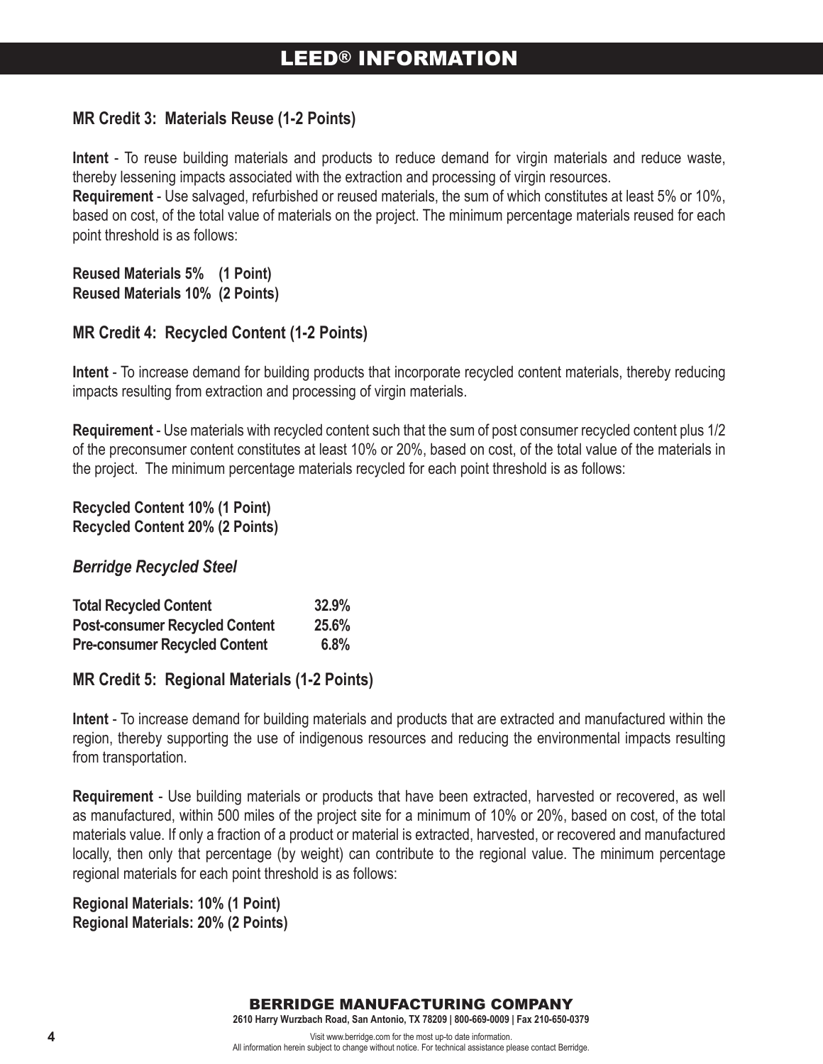# LEED® INFORMATION

## MR Credit 3: Materials Reuse (1-2 Points)

**Intent** - To reuse building materials and products to reduce demand for virgin materials and reduce waste, thereby lessening impacts associated with the extraction and processing of virgin resources.

**Requirement** - Use salvaged, refurbished or reused materials, the sum of which constitutes at least 5% or 10%, based on cost, of the total value of materials on the project. The minimum percentage materials reused for each point threshold is as follows:

**Reused Materials 5% (1 Point)**
**Reused Materials 10% (2 Points)**

## MR Credit 4: Recycled Content (1-2 Points)

**Intent** - To increase demand for building products that incorporate recycled content materials, thereby reducing impacts resulting from extraction and processing of virgin materials.

**Requirement** - Use materials with recycled content such that the sum of post consumer recycled content plus 1/2 of the preconsumer content constitutes at least 10% or 20%, based on cost, of the total value of the materials in the project. The minimum percentage materials recycled for each point threshold is as follows:

**Recycled Content 10% (1 Point)**
**Recycled Content 20% (2 Points)**

### *Berridge Recycled Steel*

| | |
|---|---|
| **Total Recycled Content** | **32.9%** |
| **Post-consumer Recycled Content** | **25.6%** |
| **Pre-consumer Recycled Content** | **6.8%** |

## MR Credit 5: Regional Materials (1-2 Points)

**Intent** - To increase demand for building materials and products that are extracted and manufactured within the region, thereby supporting the use of indigenous resources and reducing the environmental impacts resulting from transportation.

**Requirement** - Use building materials or products that have been extracted, harvested or recovered, as well as manufactured, within 500 miles of the project site for a minimum of 10% or 20%, based on cost, of the total materials value. If only a fraction of a product or material is extracted, harvested, or recovered and manufactured locally, then only that percentage (by weight) can contribute to the regional value. The minimum percentage regional materials for each point threshold is as follows:

**Regional Materials: 10% (1 Point)**
**Regional Materials: 20% (2 Points)**

BERRIDGE MANUFACTURING COMPANY
2610 Harry Wurzbach Road, San Antonio, TX 78209 | 800-669-0009 | Fax 210-650-0379

Visit www.berridge.com for the most up-to date information.
All information herein subject to change without notice. For technical assistance please contact Berridge.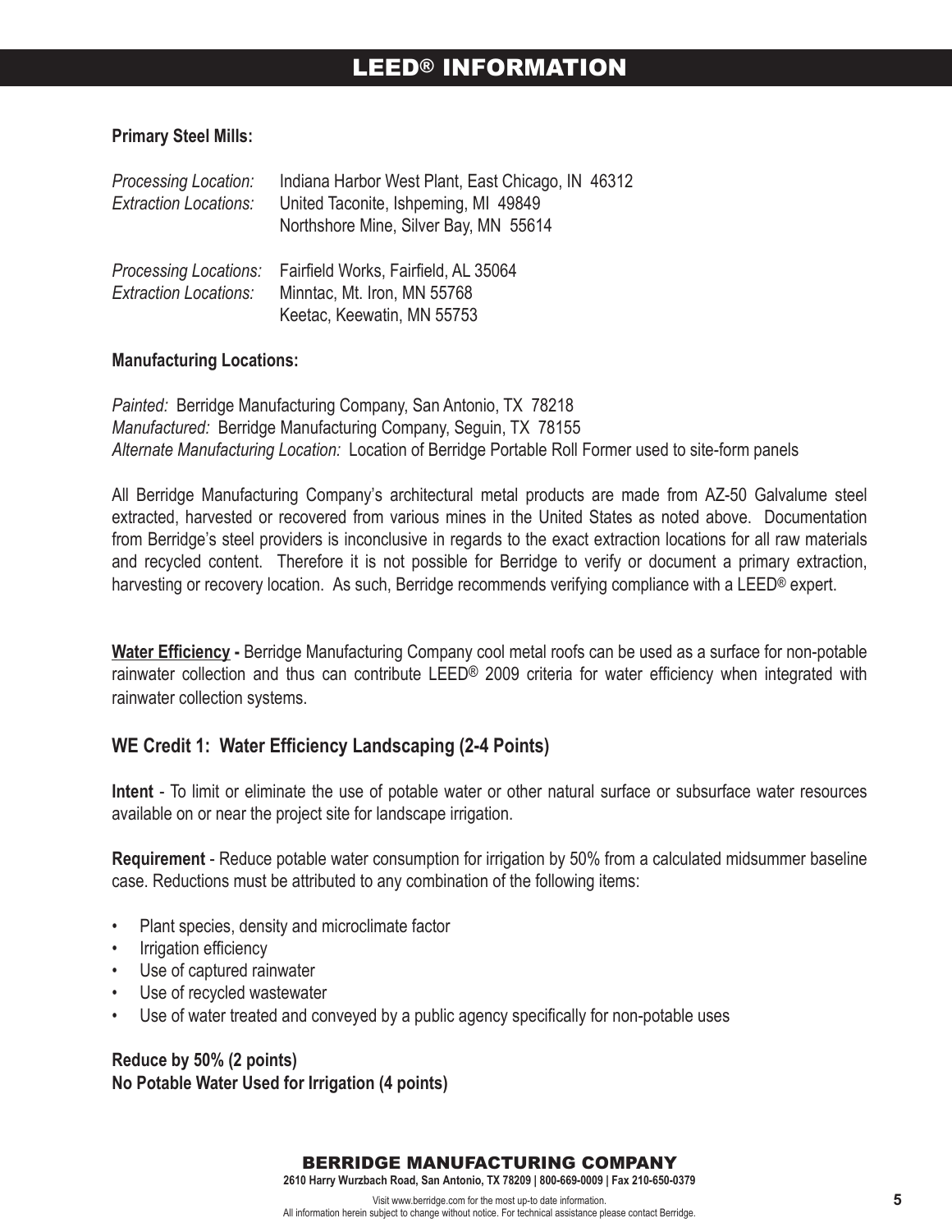# LEED® INFORMATION

**Primary Steel Mills:**

*Processing Location:* Indiana Harbor West Plant, East Chicago, IN 46312
*Extraction Locations:* United Taconite, Ishpeming, MI 49849
Northshore Mine, Silver Bay, MN 55614

*Processing Locations:* Fairfield Works, Fairfield, AL 35064
*Extraction Locations:* Minntac, Mt. Iron, MN 55768
Keetac, Keewatin, MN 55753

**Manufacturing Locations:**

*Painted:* Berridge Manufacturing Company, San Antonio, TX 78218
*Manufactured:* Berridge Manufacturing Company, Seguin, TX 78155
*Alternate Manufacturing Location:* Location of Berridge Portable Roll Former used to site-form panels

All Berridge Manufacturing Company's architectural metal products are made from AZ-50 Galvalume steel extracted, harvested or recovered from various mines in the United States as noted above. Documentation from Berridge's steel providers is inconclusive in regards to the exact extraction locations for all raw materials and recycled content. Therefore it is not possible for Berridge to verify or document a primary extraction, harvesting or recovery location. As such, Berridge recommends verifying compliance with a LEED® expert.

**Water Efficiency -** Berridge Manufacturing Company cool metal roofs can be used as a surface for non-potable rainwater collection and thus can contribute LEED® 2009 criteria for water efficiency when integrated with rainwater collection systems.

## WE Credit 1: Water Efficiency Landscaping (2-4 Points)

**Intent** - To limit or eliminate the use of potable water or other natural surface or subsurface water resources available on or near the project site for landscape irrigation.

**Requirement** - Reduce potable water consumption for irrigation by 50% from a calculated midsummer baseline case. Reductions must be attributed to any combination of the following items:

- Plant species, density and microclimate factor
- Irrigation efficiency
- Use of captured rainwater
- Use of recycled wastewater
- Use of water treated and conveyed by a public agency specifically for non-potable uses

**Reduce by 50% (2 points)**
**No Potable Water Used for Irrigation (4 points)**

BERRIDGE MANUFACTURING COMPANY
2610 Harry Wurzbach Road, San Antonio, TX 78209 | 800-669-0009 | Fax 210-650-0379

Visit www.berridge.com for the most up-to date information.
All information herein subject to change without notice. For technical assistance please contact Berridge.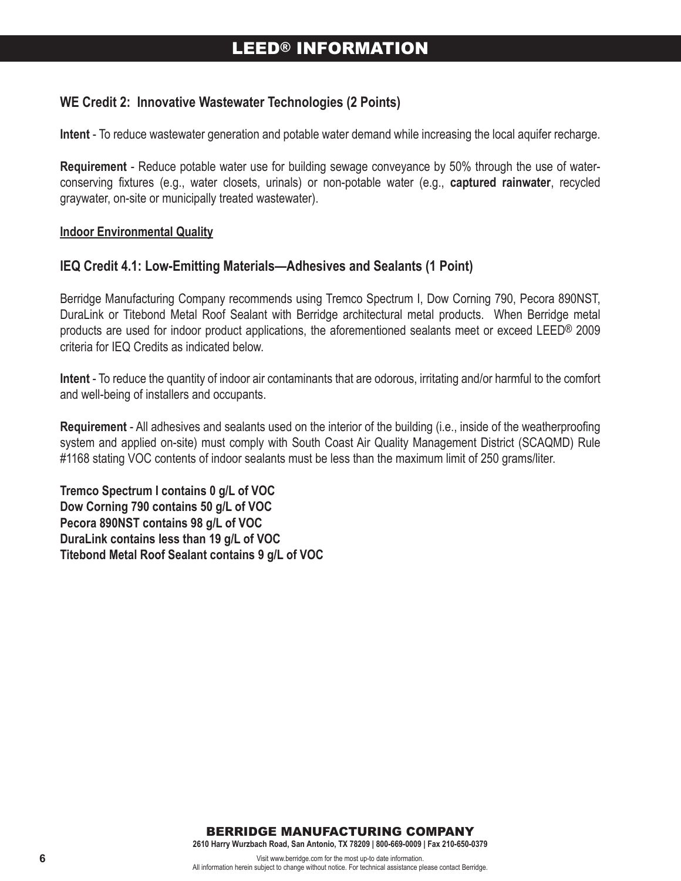# LEED® INFORMATION

### WE Credit 2: Innovative Wastewater Technologies (2 Points)

**Intent** - To reduce wastewater generation and potable water demand while increasing the local aquifer recharge.

**Requirement** - Reduce potable water use for building sewage conveyance by 50% through the use of water-conserving fixtures (e.g., water closets, urinals) or non-potable water (e.g., **captured rainwater**, recycled graywater, on-site or municipally treated wastewater).

## Indoor Environmental Quality

### IEQ Credit 4.1: Low-Emitting Materials—Adhesives and Sealants (1 Point)

Berridge Manufacturing Company recommends using Tremco Spectrum I, Dow Corning 790, Pecora 890NST, DuraLink or Titebond Metal Roof Sealant with Berridge architectural metal products. When Berridge metal products are used for indoor product applications, the aforementioned sealants meet or exceed LEED® 2009 criteria for IEQ Credits as indicated below.

**Intent** - To reduce the quantity of indoor air contaminants that are odorous, irritating and/or harmful to the comfort and well-being of installers and occupants.

**Requirement** - All adhesives and sealants used on the interior of the building (i.e., inside of the weatherproofing system and applied on-site) must comply with South Coast Air Quality Management District (SCAQMD) Rule #1168 stating VOC contents of indoor sealants must be less than the maximum limit of 250 grams/liter.

**Tremco Spectrum I contains 0 g/L of VOC**
**Dow Corning 790 contains 50 g/L of VOC**
**Pecora 890NST contains 98 g/L of VOC**
**DuraLink contains less than 19 g/L of VOC**
**Titebond Metal Roof Sealant contains 9 g/L of VOC**

**BERRIDGE MANUFACTURING COMPANY**
2610 Harry Wurzbach Road, San Antonio, TX 78209 | 800-669-0009 | Fax 210-650-0379

Visit www.berridge.com for the most up-to date information.
All information herein subject to change without notice. For technical assistance please contact Berridge.